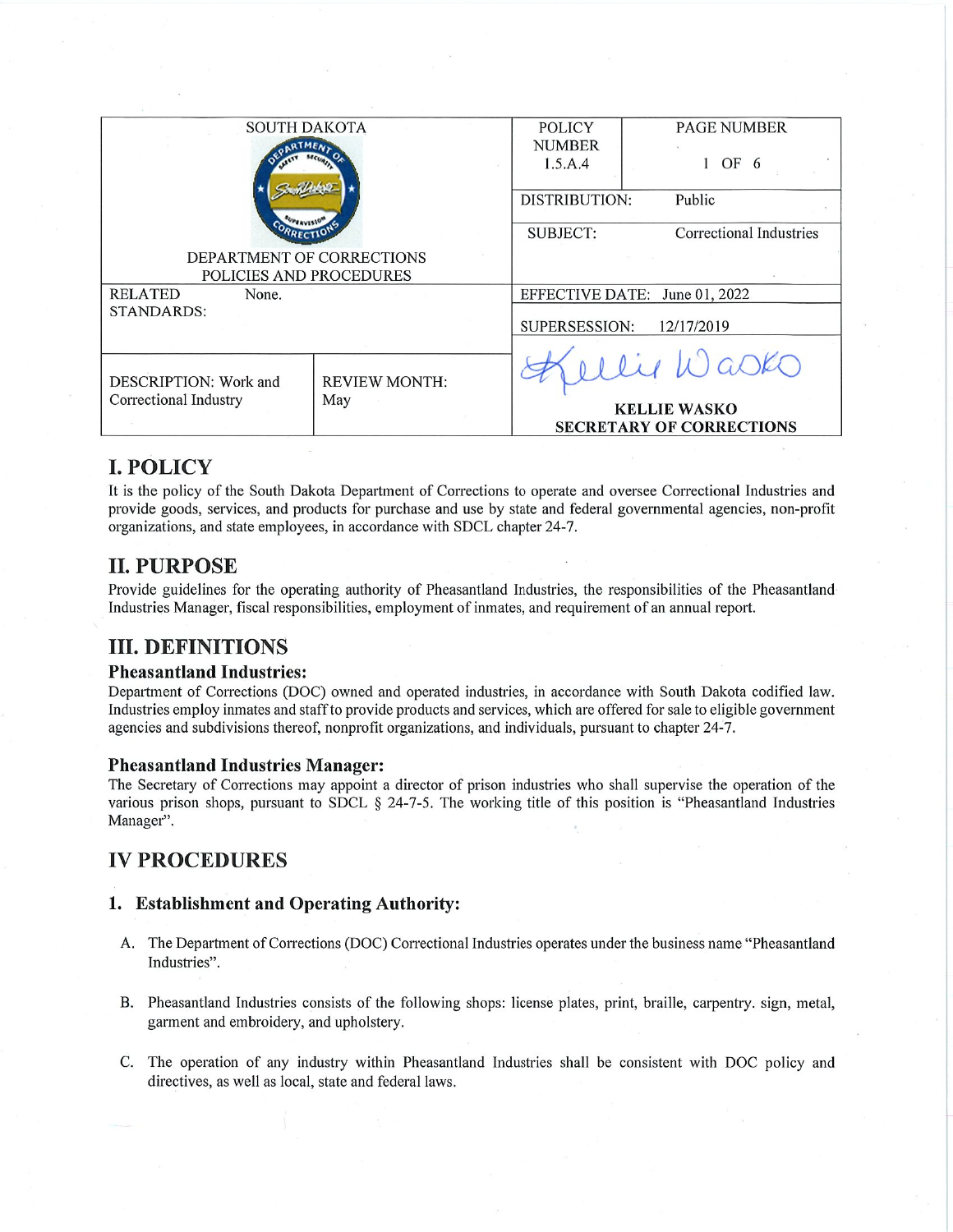| SOUTH DAKOTA<br><br>DEPARTMENT OF CORRECTIONS<br>POLICIES AND PROCEDURES | POLICY NUMBER<br>1.5.A.4 | PAGE NUMBER<br><br>1 OF 6 |
|---|---|---|
| | DISTRIBUTION: | Public |
| | SUBJECT: | Correctional Industries |
| RELATED STANDARDS: None. | EFFECTIVE DATE: June 01, 2022 | |
| | SUPERSESSION: 12/17/2019 | |
| DESCRIPTION: Work and Correctional Industry | REVIEW MONTH: May | KELLIE WASKO<br>SECRETARY OF CORRECTIONS |

# I. POLICY

It is the policy of the South Dakota Department of Corrections to operate and oversee Correctional Industries and provide goods, services, and products for purchase and use by state and federal governmental agencies, non-profit organizations, and state employees, in accordance with SDCL chapter 24-7.

# II. PURPOSE

Provide guidelines for the operating authority of Pheasantland Industries, the responsibilities of the Pheasantland Industries Manager, fiscal responsibilities, employment of inmates, and requirement of an annual report.

# III. DEFINITIONS

### Pheasantland Industries:

Department of Corrections (DOC) owned and operated industries, in accordance with South Dakota codified law. Industries employ inmates and staff to provide products and services, which are offered for sale to eligible government agencies and subdivisions thereof, nonprofit organizations, and individuals, pursuant to chapter 24-7.

### Pheasantland Industries Manager:

The Secretary of Corrections may appoint a director of prison industries who shall supervise the operation of the various prison shops, pursuant to SDCL § 24-7-5. The working title of this position is "Pheasantland Industries Manager".

# IV PROCEDURES

## 1. Establishment and Operating Authority:

A. The Department of Corrections (DOC) Correctional Industries operates under the business name "Pheasantland Industries".

B. Pheasantland Industries consists of the following shops: license plates, print, braille, carpentry. sign, metal, garment and embroidery, and upholstery.

C. The operation of any industry within Pheasantland Industries shall be consistent with DOC policy and directives, as well as local, state and federal laws.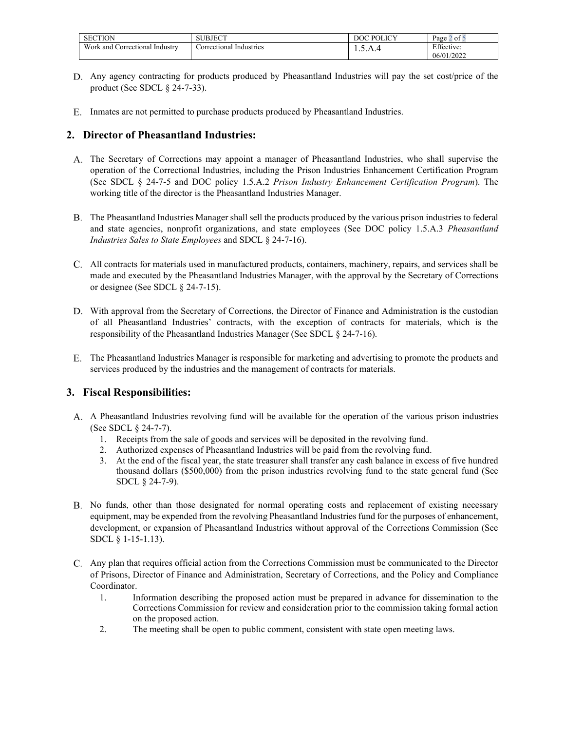D. Any agency contracting for products produced by Pheasantland Industries will pay the set cost/price of the product (See SDCL § 24-7-33).

E. Inmates are not permitted to purchase products produced by Pheasantland Industries.

## 2. Director of Pheasantland Industries:

A. The Secretary of Corrections may appoint a manager of Pheasantland Industries, who shall supervise the operation of the Correctional Industries, including the Prison Industries Enhancement Certification Program (See SDCL § 24-7-5 and DOC policy 1.5.A.2 *Prison Industry Enhancement Certification Program*). The working title of the director is the Pheasantland Industries Manager.

B. The Pheasantland Industries Manager shall sell the products produced by the various prison industries to federal and state agencies, nonprofit organizations, and state employees (See DOC policy 1.5.A.3 *Pheasantland Industries Sales to State Employees* and SDCL § 24-7-16).

C. All contracts for materials used in manufactured products, containers, machinery, repairs, and services shall be made and executed by the Pheasantland Industries Manager, with the approval by the Secretary of Corrections or designee (See SDCL § 24-7-15).

D. With approval from the Secretary of Corrections, the Director of Finance and Administration is the custodian of all Pheasantland Industries' contracts, with the exception of contracts for materials, which is the responsibility of the Pheasantland Industries Manager (See SDCL § 24-7-16).

E. The Pheasantland Industries Manager is responsible for marketing and advertising to promote the products and services produced by the industries and the management of contracts for materials.

## 3. Fiscal Responsibilities:

A. A Pheasantland Industries revolving fund will be available for the operation of the various prison industries (See SDCL § 24-7-7).
   1. Receipts from the sale of goods and services will be deposited in the revolving fund.
   2. Authorized expenses of Pheasantland Industries will be paid from the revolving fund.
   3. At the end of the fiscal year, the state treasurer shall transfer any cash balance in excess of five hundred thousand dollars ($500,000) from the prison industries revolving fund to the state general fund (See SDCL § 24-7-9).

B. No funds, other than those designated for normal operating costs and replacement of existing necessary equipment, may be expended from the revolving Pheasantland Industries fund for the purposes of enhancement, development, or expansion of Pheasantland Industries without approval of the Corrections Commission (See SDCL § 1-15-1.13).

C. Any plan that requires official action from the Corrections Commission must be communicated to the Director of Prisons, Director of Finance and Administration, Secretary of Corrections, and the Policy and Compliance Coordinator.
   1. Information describing the proposed action must be prepared in advance for dissemination to the Corrections Commission for review and consideration prior to the commission taking formal action on the proposed action.
   2. The meeting shall be open to public comment, consistent with state open meeting laws.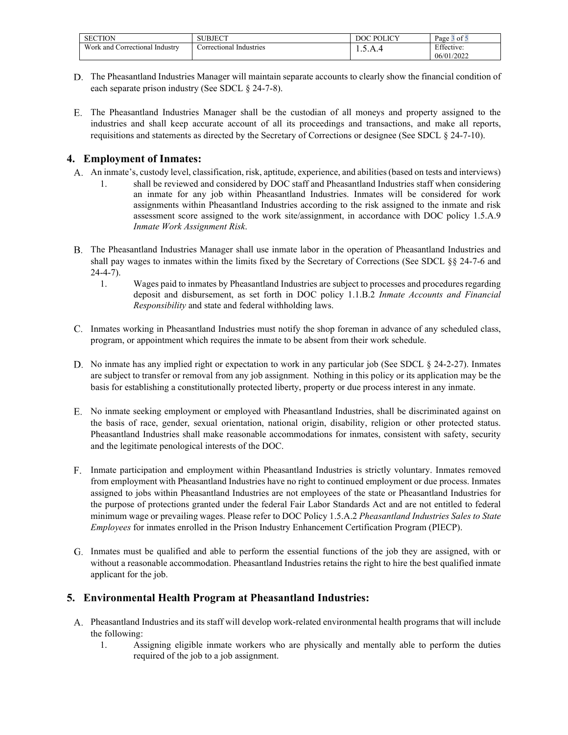D. The Pheasantland Industries Manager will maintain separate accounts to clearly show the financial condition of each separate prison industry (See SDCL § 24-7-8).

E. The Pheasantland Industries Manager shall be the custodian of all moneys and property assigned to the industries and shall keep accurate account of all its proceedings and transactions, and make all reports, requisitions and statements as directed by the Secretary of Corrections or designee (See SDCL § 24-7-10).

## 4. Employment of Inmates:

A. An inmate's, custody level, classification, risk, aptitude, experience, and abilities (based on tests and interviews)

1. shall be reviewed and considered by DOC staff and Pheasantland Industries staff when considering an inmate for any job within Pheasantland Industries. Inmates will be considered for work assignments within Pheasantland Industries according to the risk assigned to the inmate and risk assessment score assigned to the work site/assignment, in accordance with DOC policy 1.5.A.9 *Inmate Work Assignment Risk*.

B. The Pheasantland Industries Manager shall use inmate labor in the operation of Pheasantland Industries and shall pay wages to inmates within the limits fixed by the Secretary of Corrections (See SDCL §§ 24-7-6 and 24-4-7).

1. Wages paid to inmates by Pheasantland Industries are subject to processes and procedures regarding deposit and disbursement, as set forth in DOC policy 1.1.B.2 *Inmate Accounts and Financial Responsibility* and state and federal withholding laws.

C. Inmates working in Pheasantland Industries must notify the shop foreman in advance of any scheduled class, program, or appointment which requires the inmate to be absent from their work schedule.

D. No inmate has any implied right or expectation to work in any particular job (See SDCL § 24-2-27). Inmates are subject to transfer or removal from any job assignment. Nothing in this policy or its application may be the basis for establishing a constitutionally protected liberty, property or due process interest in any inmate.

E. No inmate seeking employment or employed with Pheasantland Industries, shall be discriminated against on the basis of race, gender, sexual orientation, national origin, disability, religion or other protected status. Pheasantland Industries shall make reasonable accommodations for inmates, consistent with safety, security and the legitimate penological interests of the DOC.

F. Inmate participation and employment within Pheasantland Industries is strictly voluntary. Inmates removed from employment with Pheasantland Industries have no right to continued employment or due process. Inmates assigned to jobs within Pheasantland Industries are not employees of the state or Pheasantland Industries for the purpose of protections granted under the federal Fair Labor Standards Act and are not entitled to federal minimum wage or prevailing wages. Please refer to DOC Policy 1.5.A.2 *Pheasantland Industries Sales to State Employees* for inmates enrolled in the Prison Industry Enhancement Certification Program (PIECP).

G. Inmates must be qualified and able to perform the essential functions of the job they are assigned, with or without a reasonable accommodation. Pheasantland Industries retains the right to hire the best qualified inmate applicant for the job.

## 5. Environmental Health Program at Pheasantland Industries:

A. Pheasantland Industries and its staff will develop work-related environmental health programs that will include the following:

1. Assigning eligible inmate workers who are physically and mentally able to perform the duties required of the job to a job assignment.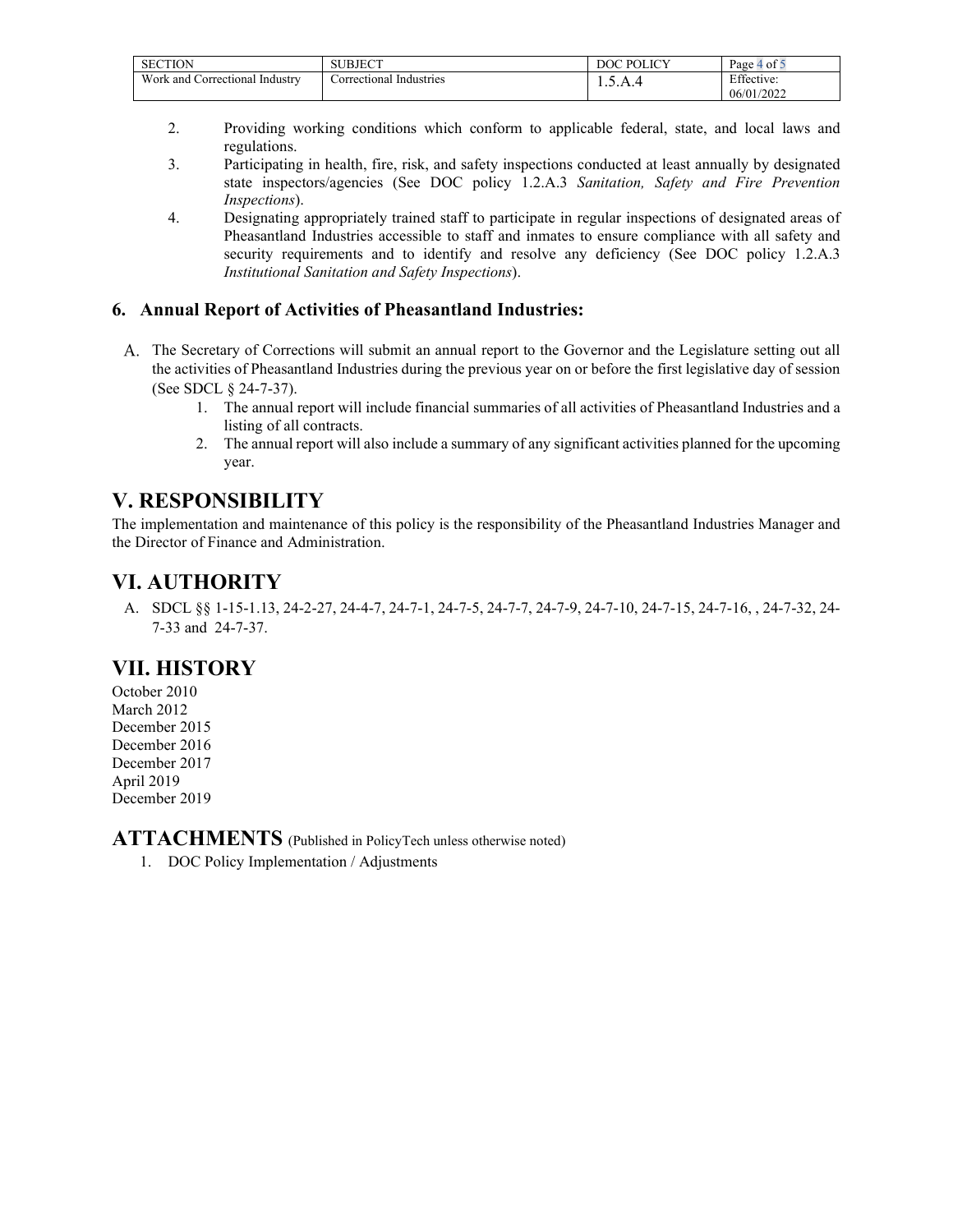2. Providing working conditions which conform to applicable federal, state, and local laws and regulations.
3. Participating in health, fire, risk, and safety inspections conducted at least annually by designated state inspectors/agencies (See DOC policy 1.2.A.3 *Sanitation, Safety and Fire Prevention Inspections*).
4. Designating appropriately trained staff to participate in regular inspections of designated areas of Pheasantland Industries accessible to staff and inmates to ensure compliance with all safety and security requirements and to identify and resolve any deficiency (See DOC policy 1.2.A.3 *Institutional Sanitation and Safety Inspections*).

### 6. Annual Report of Activities of Pheasantland Industries:

A. The Secretary of Corrections will submit an annual report to the Governor and the Legislature setting out all the activities of Pheasantland Industries during the previous year on or before the first legislative day of session (See SDCL § 24-7-37).
   1. The annual report will include financial summaries of all activities of Pheasantland Industries and a listing of all contracts.
   2. The annual report will also include a summary of any significant activities planned for the upcoming year.

## V. RESPONSIBILITY

The implementation and maintenance of this policy is the responsibility of the Pheasantland Industries Manager and the Director of Finance and Administration.

## VI. AUTHORITY

A. SDCL §§ 1-15-1.13, 24-2-27, 24-4-7, 24-7-1, 24-7-5, 24-7-7, 24-7-9, 24-7-10, 24-7-15, 24-7-16, , 24-7-32, 24-7-33 and 24-7-37.

## VII. HISTORY

October 2010
March 2012
December 2015
December 2016
December 2017
April 2019
December 2019

## ATTACHMENTS (Published in PolicyTech unless otherwise noted)

1. DOC Policy Implementation / Adjustments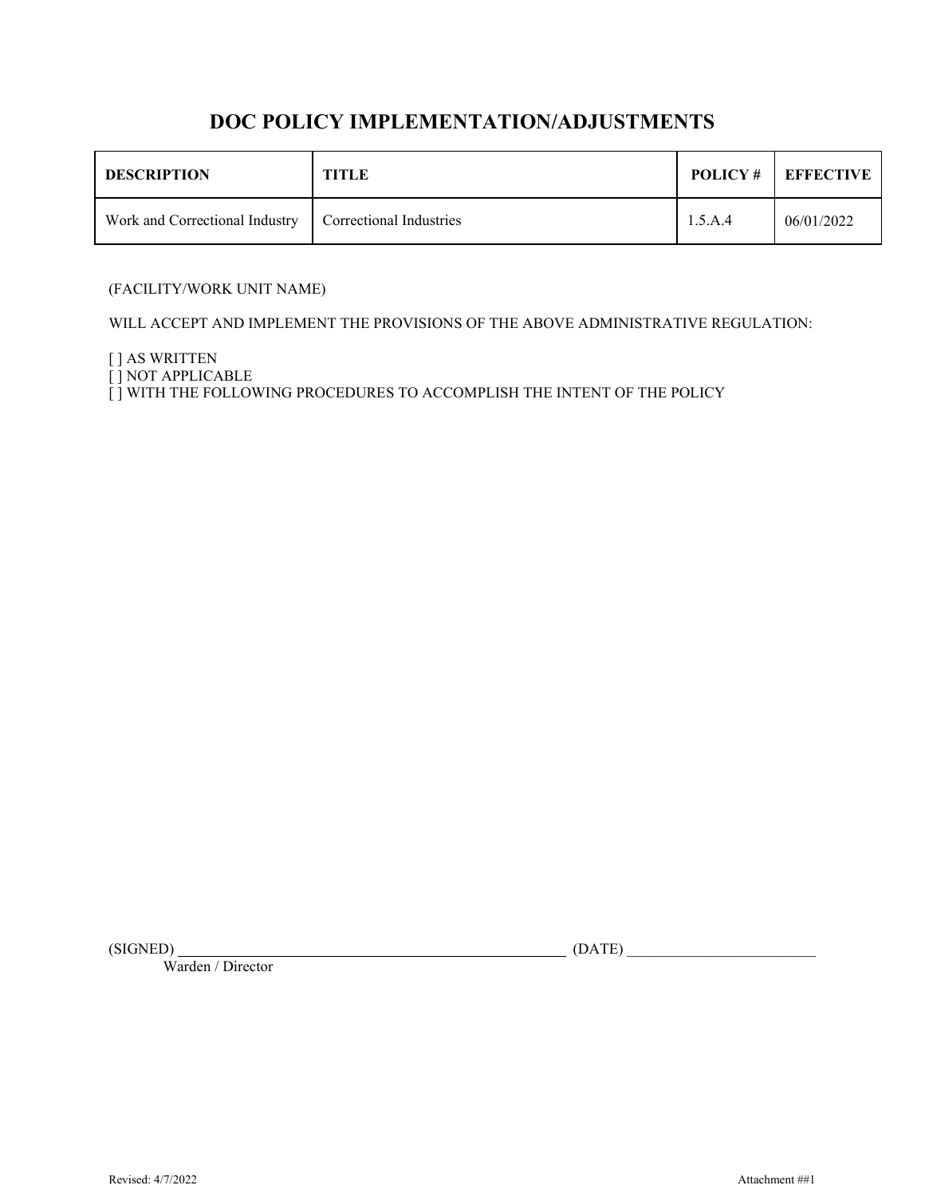# DOC POLICY IMPLEMENTATION/ADJUSTMENTS

| DESCRIPTION | TITLE | POLICY # | EFFECTIVE |
|---|---|---|---|
| Work and Correctional Industry | Correctional Industries | 1.5.A.4 | 06/01/2022 |

(FACILITY/WORK UNIT NAME)

WILL ACCEPT AND IMPLEMENT THE PROVISIONS OF THE ABOVE ADMINISTRATIVE REGULATION:

[ ] AS WRITTEN
[ ] NOT APPLICABLE
[ ] WITH THE FOLLOWING PROCEDURES TO ACCOMPLISH THE INTENT OF THE POLICY

(SIGNED) ______________________________________________ (DATE) ________________________
Warden / Director

Revised: 4/7/2022

Attachment ##1